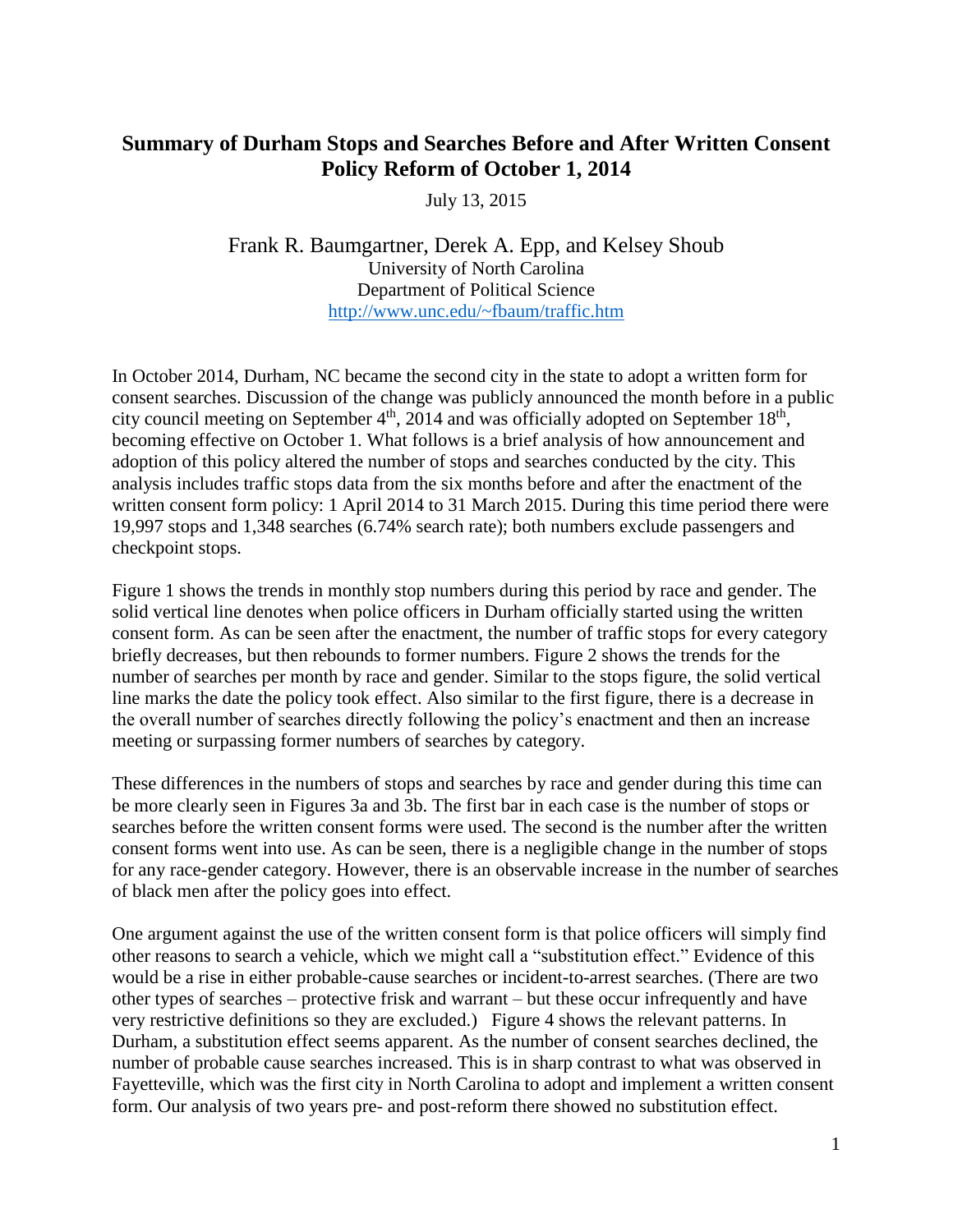# Summary of Durham Stops and Searches Before and After Written Consent Policy Reform of October 1, 2014

July 13, 2015

Frank R. Baumgartner, Derek A. Epp, and Kelsey Shoub
University of North Carolina
Department of Political Science
http://www.unc.edu/~fbaum/traffic.htm

In October 2014, Durham, NC became the second city in the state to adopt a written form for consent searches. Discussion of the change was publicly announced the month before in a public city council meeting on September 4th, 2014 and was officially adopted on September 18th, becoming effective on October 1. What follows is a brief analysis of how announcement and adoption of this policy altered the number of stops and searches conducted by the city. This analysis includes traffic stops data from the six months before and after the enactment of the written consent form policy: 1 April 2014 to 31 March 2015. During this time period there were 19,997 stops and 1,348 searches (6.74% search rate); both numbers exclude passengers and checkpoint stops.

Figure 1 shows the trends in monthly stop numbers during this period by race and gender. The solid vertical line denotes when police officers in Durham officially started using the written consent form. As can be seen after the enactment, the number of traffic stops for every category briefly decreases, but then rebounds to former numbers. Figure 2 shows the trends for the number of searches per month by race and gender. Similar to the stops figure, the solid vertical line marks the date the policy took effect. Also similar to the first figure, there is a decrease in the overall number of searches directly following the policy's enactment and then an increase meeting or surpassing former numbers of searches by category.

These differences in the numbers of stops and searches by race and gender during this time can be more clearly seen in Figures 3a and 3b. The first bar in each case is the number of stops or searches before the written consent forms were used. The second is the number after the written consent forms went into use. As can be seen, there is a negligible change in the number of stops for any race-gender category. However, there is an observable increase in the number of searches of black men after the policy goes into effect.

One argument against the use of the written consent form is that police officers will simply find other reasons to search a vehicle, which we might call a "substitution effect." Evidence of this would be a rise in either probable-cause searches or incident-to-arrest searches. (There are two other types of searches – protective frisk and warrant – but these occur infrequently and have very restrictive definitions so they are excluded.) Figure 4 shows the relevant patterns. In Durham, a substitution effect seems apparent. As the number of consent searches declined, the number of probable cause searches increased. This is in sharp contrast to what was observed in Fayetteville, which was the first city in North Carolina to adopt and implement a written consent form. Our analysis of two years pre- and post-reform there showed no substitution effect.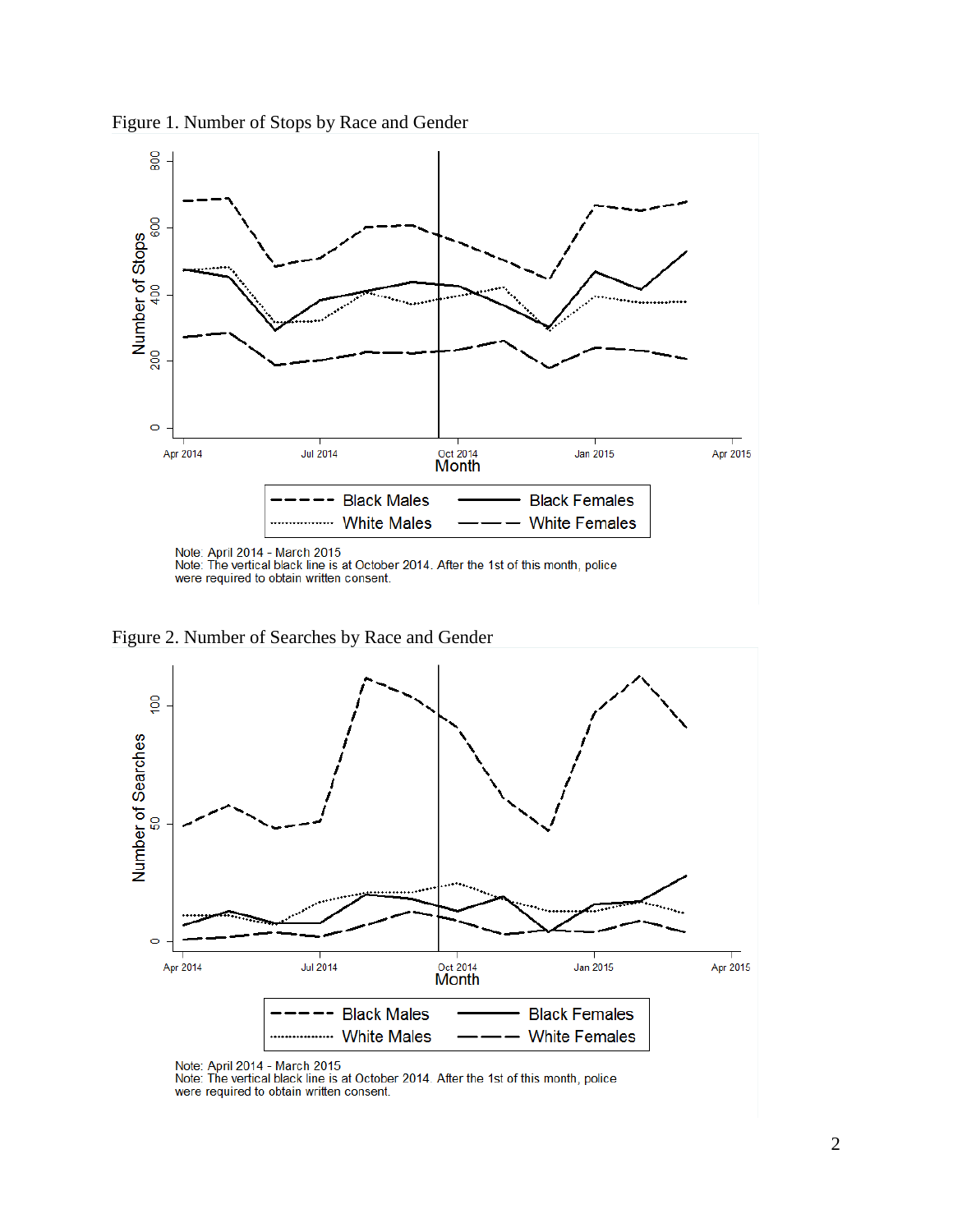Figure 1. Number of Stops by Race and Gender

Note: April 2014 - March 2015
Note: The vertical black line is at October 2014. After the 1st of this month, police were required to obtain written consent.

Figure 2. Number of Searches by Race and Gender

Note: April 2014 - March 2015
Note: The vertical black line is at October 2014. After the 1st of this month, police were required to obtain written consent.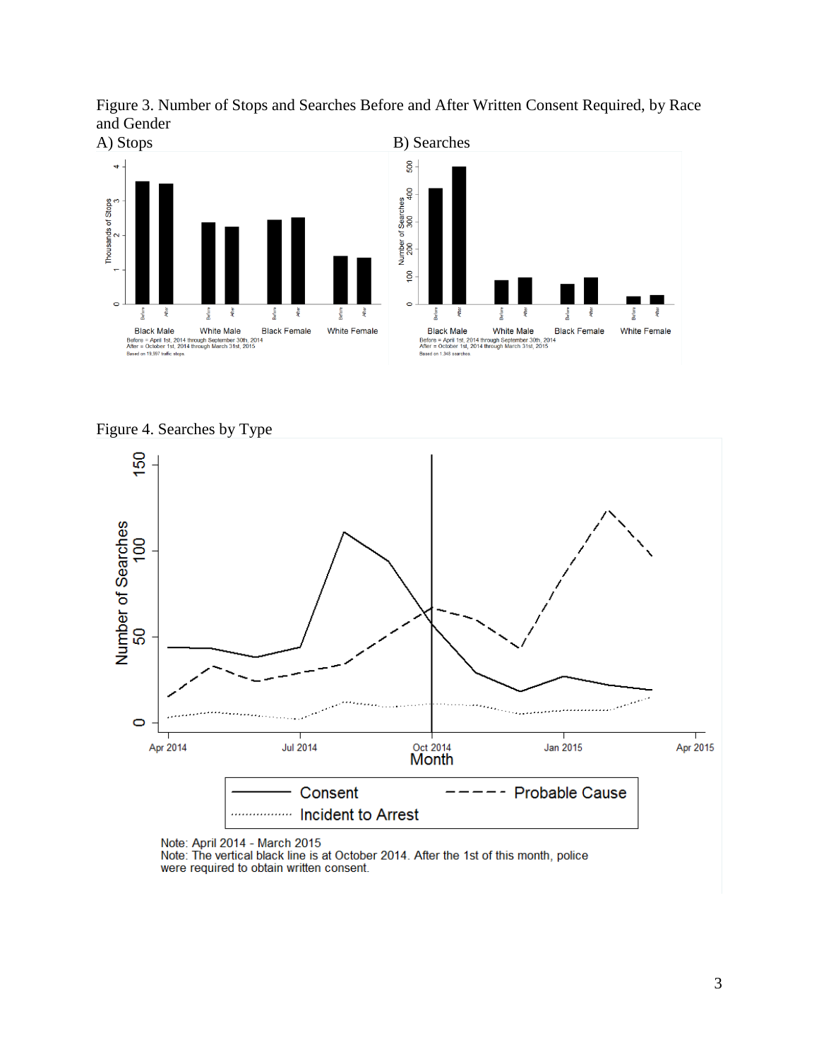Figure 3. Number of Stops and Searches Before and After Written Consent Required, by Race and Gender

A) Stops

B) Searches

Figure 4. Searches by Type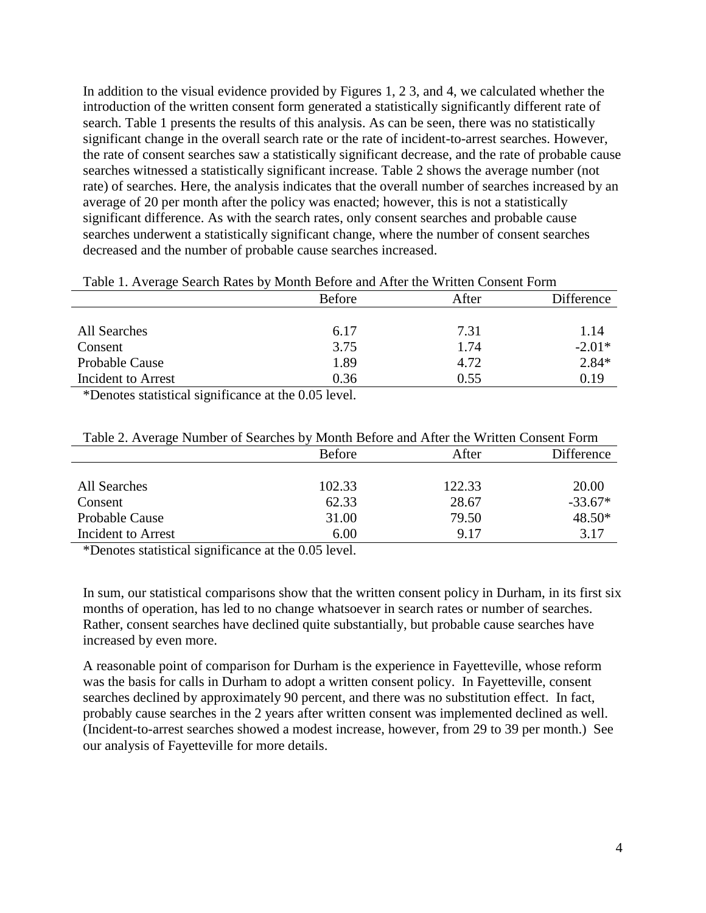In addition to the visual evidence provided by Figures 1, 2 3, and 4, we calculated whether the introduction of the written consent form generated a statistically significantly different rate of search. Table 1 presents the results of this analysis. As can be seen, there was no statistically significant change in the overall search rate or the rate of incident-to-arrest searches. However, the rate of consent searches saw a statistically significant decrease, and the rate of probable cause searches witnessed a statistically significant increase. Table 2 shows the average number (not rate) of searches. Here, the analysis indicates that the overall number of searches increased by an average of 20 per month after the policy was enacted; however, this is not a statistically significant difference. As with the search rates, only consent searches and probable cause searches underwent a statistically significant change, where the number of consent searches decreased and the number of probable cause searches increased.

Table 1. Average Search Rates by Month Before and After the Written Consent Form

| | Before | After | Difference |
|---|---|---|---|
| All Searches | 6.17 | 7.31 | 1.14 |
| Consent | 3.75 | 1.74 | -2.01* |
| Probable Cause | 1.89 | 4.72 | 2.84* |
| Incident to Arrest | 0.36 | 0.55 | 0.19 |

*Denotes statistical significance at the 0.05 level.

Table 2. Average Number of Searches by Month Before and After the Written Consent Form

| | Before | After | Difference |
|---|---|---|---|
| All Searches | 102.33 | 122.33 | 20.00 |
| Consent | 62.33 | 28.67 | -33.67* |
| Probable Cause | 31.00 | 79.50 | 48.50* |
| Incident to Arrest | 6.00 | 9.17 | 3.17 |

*Denotes statistical significance at the 0.05 level.

In sum, our statistical comparisons show that the written consent policy in Durham, in its first six months of operation, has led to no change whatsoever in search rates or number of searches. Rather, consent searches have declined quite substantially, but probable cause searches have increased by even more.

A reasonable point of comparison for Durham is the experience in Fayetteville, whose reform was the basis for calls in Durham to adopt a written consent policy. In Fayetteville, consent searches declined by approximately 90 percent, and there was no substitution effect. In fact, probably cause searches in the 2 years after written consent was implemented declined as well. (Incident-to-arrest searches showed a modest increase, however, from 29 to 39 per month.) See our analysis of Fayetteville for more details.